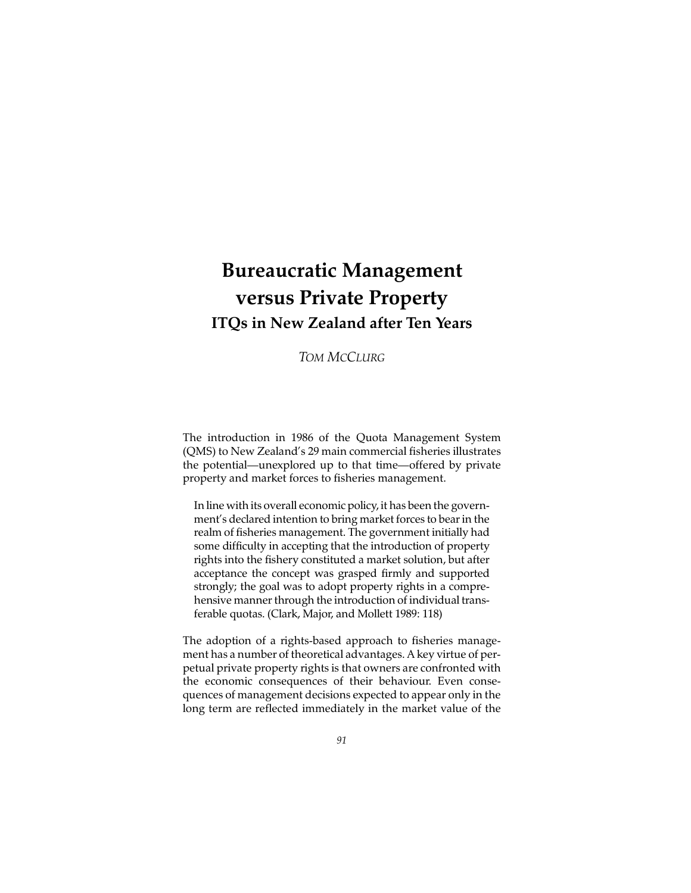# Bureaucratic Management versus Private Property

## ITQs in New Zealand after Ten Years

*TOM MCCLURG*

The introduction in 1986 of the Quota Management System (QMS) to New Zealand's 29 main commercial fisheries illustrates the potential—unexplored up to that time—offered by private property and market forces to fisheries management.

> In line with its overall economic policy, it has been the government's declared intention to bring market forces to bear in the realm of fisheries management. The government initially had some difficulty in accepting that the introduction of property rights into the fishery constituted a market solution, but after acceptance the concept was grasped firmly and supported strongly; the goal was to adopt property rights in a comprehensive manner through the introduction of individual transferable quotas. (Clark, Major, and Mollett 1989: 118)

The adoption of a rights-based approach to fisheries management has a number of theoretical advantages. A key virtue of perpetual private property rights is that owners are confronted with the economic consequences of their behaviour. Even consequences of management decisions expected to appear only in the long term are reflected immediately in the market value of the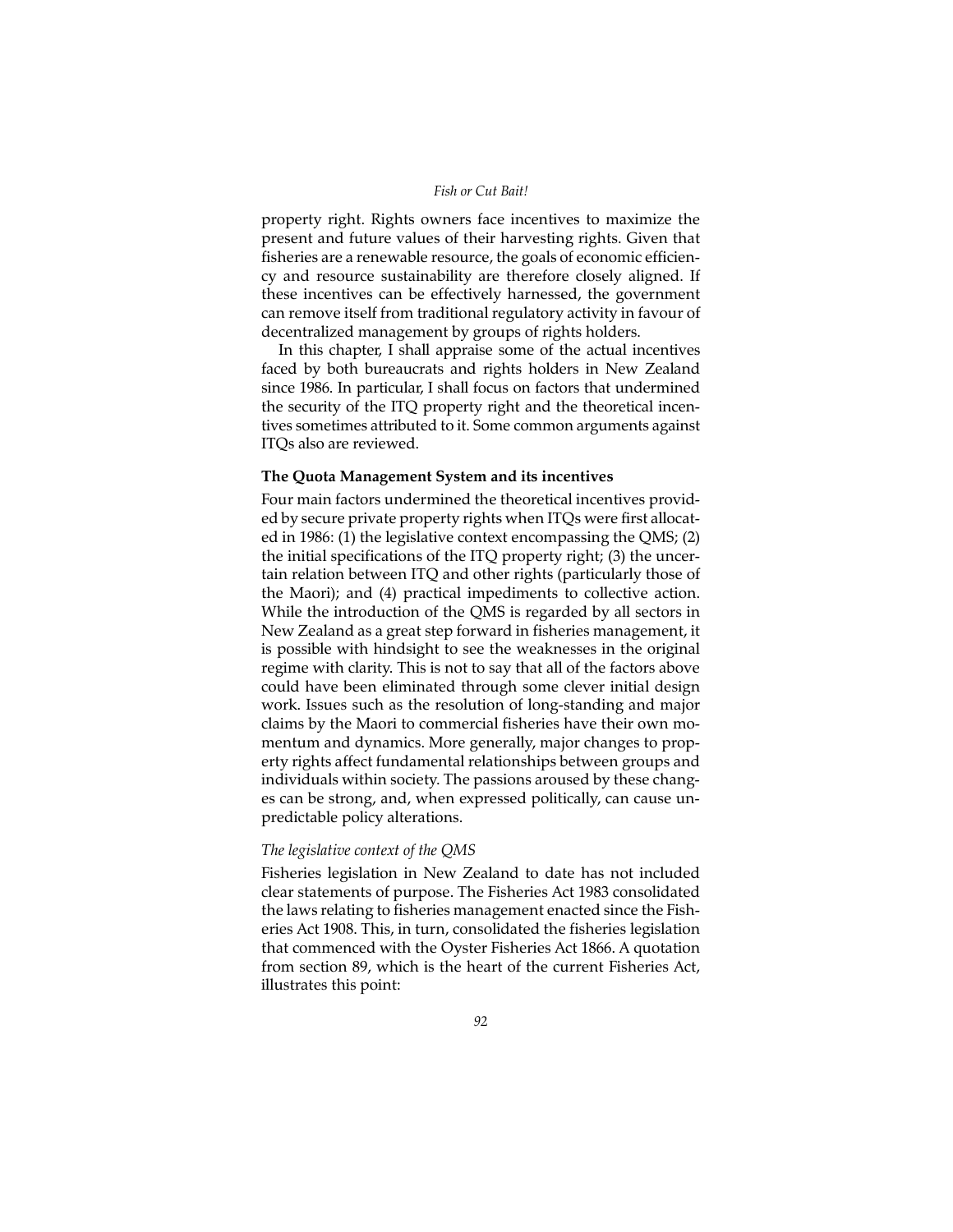property right. Rights owners face incentives to maximize the present and future values of their harvesting rights. Given that fisheries are a renewable resource, the goals of economic efficiency and resource sustainability are therefore closely aligned. If these incentives can be effectively harnessed, the government can remove itself from traditional regulatory activity in favour of decentralized management by groups of rights holders.

In this chapter, I shall appraise some of the actual incentives faced by both bureaucrats and rights holders in New Zealand since 1986. In particular, I shall focus on factors that undermined the security of the ITQ property right and the theoretical incentives sometimes attributed to it. Some common arguments against ITQs also are reviewed.

### The Quota Management System and its incentives

Four main factors undermined the theoretical incentives provided by secure private property rights when ITQs were first allocated in 1986: (1) the legislative context encompassing the QMS; (2) the initial specifications of the ITQ property right; (3) the uncertain relation between ITQ and other rights (particularly those of the Maori); and (4) practical impediments to collective action. While the introduction of the QMS is regarded by all sectors in New Zealand as a great step forward in fisheries management, it is possible with hindsight to see the weaknesses in the original regime with clarity. This is not to say that all of the factors above could have been eliminated through some clever initial design work. Issues such as the resolution of long-standing and major claims by the Maori to commercial fisheries have their own momentum and dynamics. More generally, major changes to property rights affect fundamental relationships between groups and individuals within society. The passions aroused by these changes can be strong, and, when expressed politically, can cause unpredictable policy alterations.

#### *The legislative context of the QMS*

Fisheries legislation in New Zealand to date has not included clear statements of purpose. The Fisheries Act 1983 consolidated the laws relating to fisheries management enacted since the Fisheries Act 1908. This, in turn, consolidated the fisheries legislation that commenced with the Oyster Fisheries Act 1866. A quotation from section 89, which is the heart of the current Fisheries Act, illustrates this point: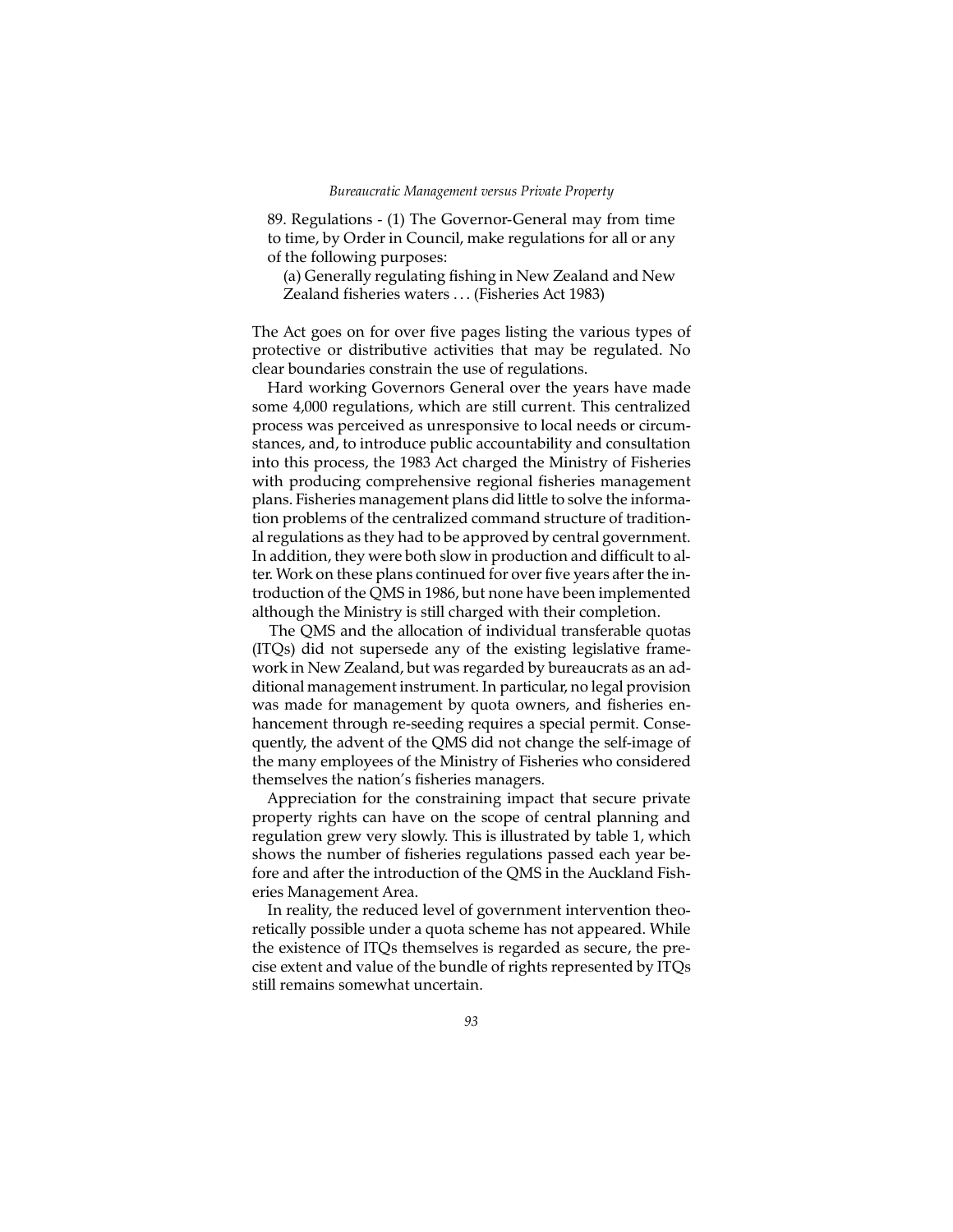> 89. Regulations - (1) The Governor-General may from time to time, by Order in Council, make regulations for all or any of the following purposes:
>
> (a) Generally regulating fishing in New Zealand and New Zealand fisheries waters . . . (Fisheries Act 1983)

The Act goes on for over five pages listing the various types of protective or distributive activities that may be regulated. No clear boundaries constrain the use of regulations.

Hard working Governors General over the years have made some 4,000 regulations, which are still current. This centralized process was perceived as unresponsive to local needs or circumstances, and, to introduce public accountability and consultation into this process, the 1983 Act charged the Ministry of Fisheries with producing comprehensive regional fisheries management plans. Fisheries management plans did little to solve the information problems of the centralized command structure of traditional regulations as they had to be approved by central government. In addition, they were both slow in production and difficult to alter. Work on these plans continued for over five years after the introduction of the QMS in 1986, but none have been implemented although the Ministry is still charged with their completion.

The QMS and the allocation of individual transferable quotas (ITQs) did not supersede any of the existing legislative framework in New Zealand, but was regarded by bureaucrats as an additional management instrument. In particular, no legal provision was made for management by quota owners, and fisheries enhancement through re-seeding requires a special permit. Consequently, the advent of the QMS did not change the self-image of the many employees of the Ministry of Fisheries who considered themselves the nation's fisheries managers.

Appreciation for the constraining impact that secure private property rights can have on the scope of central planning and regulation grew very slowly. This is illustrated by table 1, which shows the number of fisheries regulations passed each year before and after the introduction of the QMS in the Auckland Fisheries Management Area.

In reality, the reduced level of government intervention theoretically possible under a quota scheme has not appeared. While the existence of ITQs themselves is regarded as secure, the precise extent and value of the bundle of rights represented by ITQs still remains somewhat uncertain.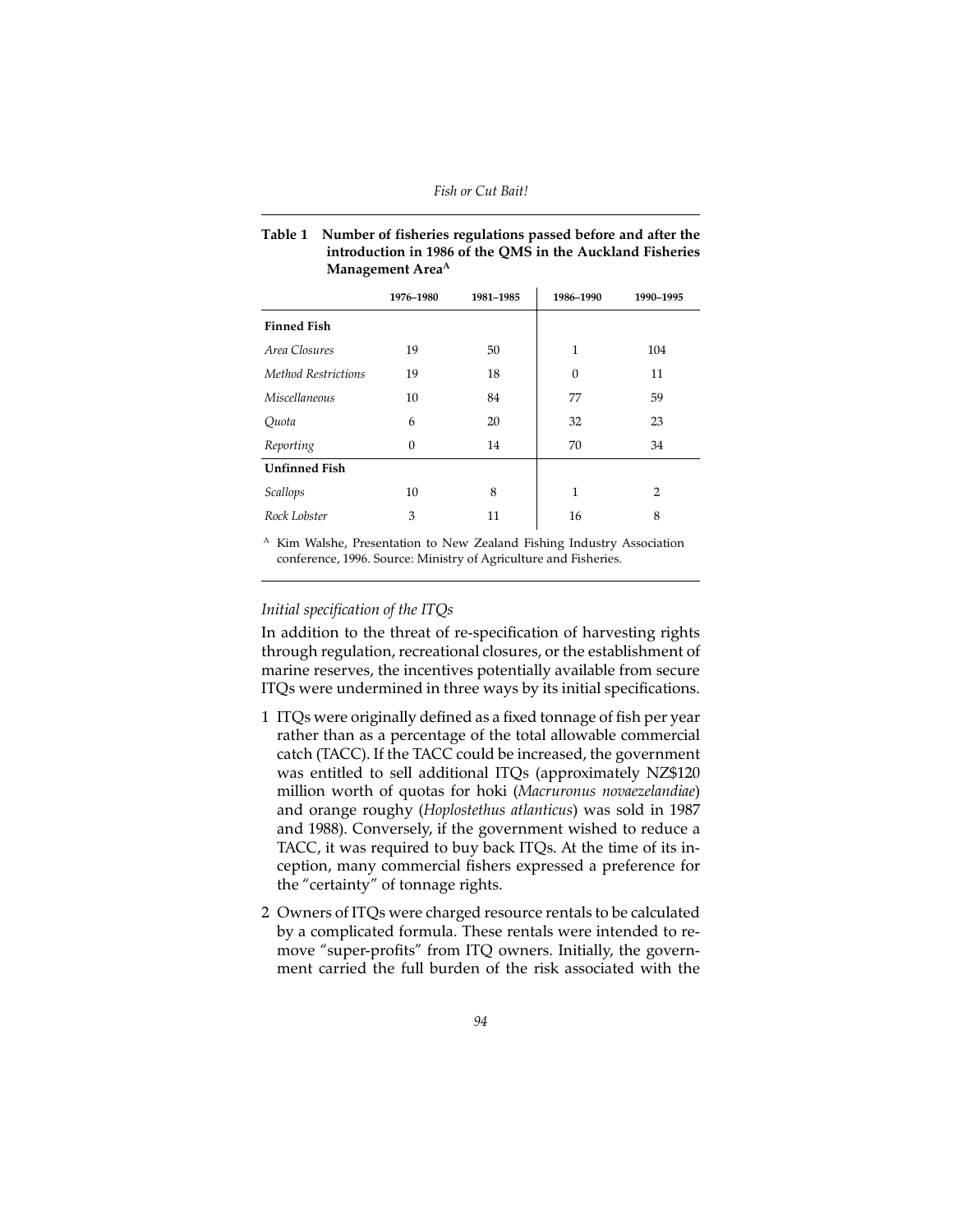**Table 1 Number of fisheries regulations passed before and after the introduction in 1986 of the QMS in the Auckland Fisheries Management Area[A]**

| | 1976–1980 | 1981–1985 | 1986–1990 | 1990–1995 |
|---|---|---|---|---|
| **Finned Fish** | | | | |
| *Area Closures* | 19 | 50 | 1 | 104 |
| *Method Restrictions* | 19 | 18 | 0 | 11 |
| *Miscellaneous* | 10 | 84 | 77 | 59 |
| *Quota* | 6 | 20 | 32 | 23 |
| *Reporting* | 0 | 14 | 70 | 34 |
| **Unfinned Fish** | | | | |
| *Scallops* | 10 | 8 | 1 | 2 |
| *Rock Lobster* | 3 | 11 | 16 | 8 |

[A] Kim Walshe, Presentation to New Zealand Fishing Industry Association conference, 1996. Source: Ministry of Agriculture and Fisheries.

### *Initial specification of the ITQs*

In addition to the threat of re-specification of harvesting rights through regulation, recreational closures, or the establishment of marine reserves, the incentives potentially available from secure ITQs were undermined in three ways by its initial specifications.

1. ITQs were originally defined as a fixed tonnage of fish per year rather than as a percentage of the total allowable commercial catch (TACC). If the TACC could be increased, the government was entitled to sell additional ITQs (approximately NZ$120 million worth of quotas for hoki (*Macruronus novaezelandiae*) and orange roughy (*Hoplostethus atlanticus*) was sold in 1987 and 1988). Conversely, if the government wished to reduce a TACC, it was required to buy back ITQs. At the time of its inception, many commercial fishers expressed a preference for the "certainty" of tonnage rights.
2. Owners of ITQs were charged resource rentals to be calculated by a complicated formula. These rentals were intended to remove "super-profits" from ITQ owners. Initially, the government carried the full burden of the risk associated with the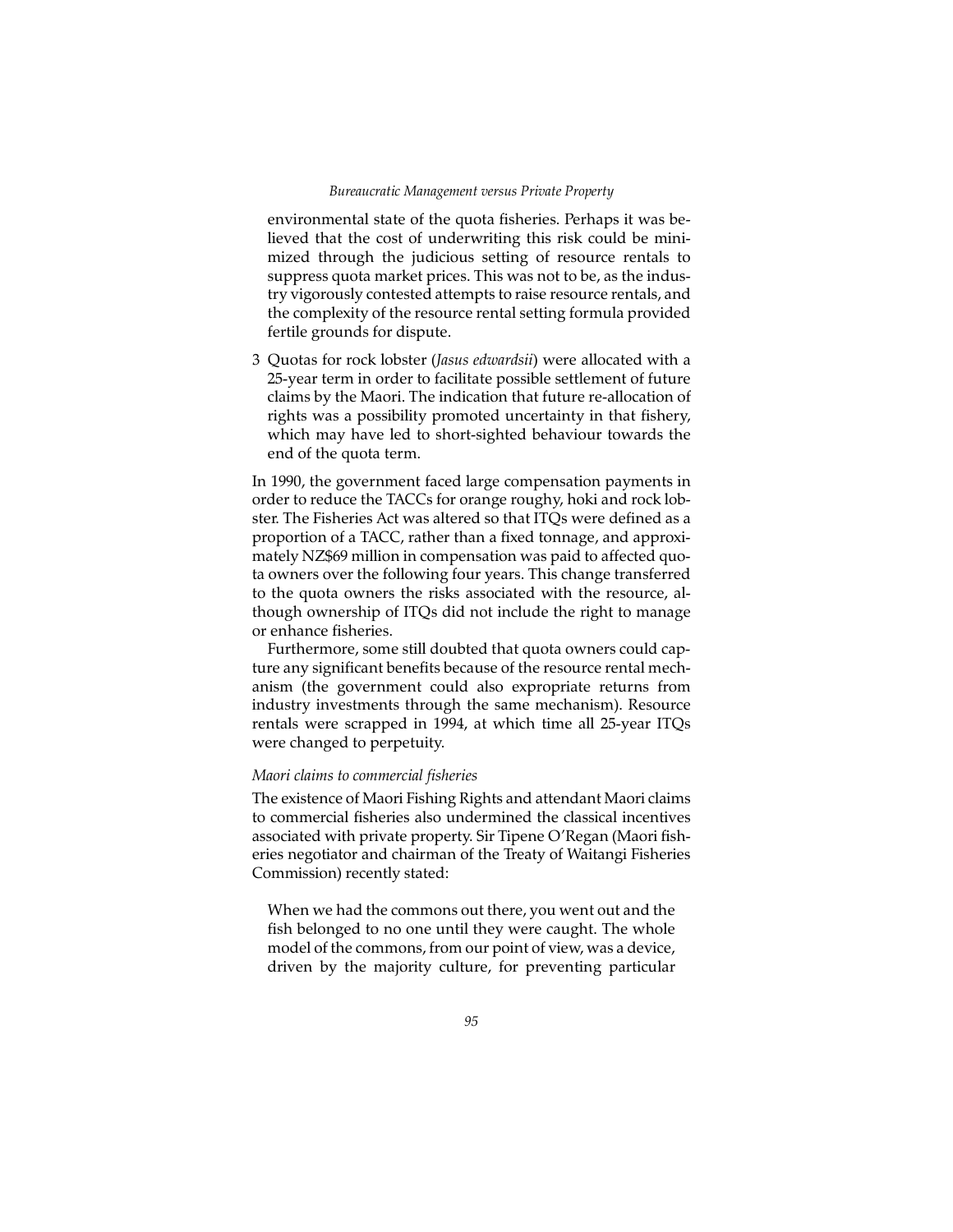environmental state of the quota fisheries. Perhaps it was believed that the cost of underwriting this risk could be minimized through the judicious setting of resource rentals to suppress quota market prices. This was not to be, as the industry vigorously contested attempts to raise resource rentals, and the complexity of the resource rental setting formula provided fertile grounds for dispute.

3 Quotas for rock lobster (*Jasus edwardsii*) were allocated with a 25-year term in order to facilitate possible settlement of future claims by the Maori. The indication that future re-allocation of rights was a possibility promoted uncertainty in that fishery, which may have led to short-sighted behaviour towards the end of the quota term.

In 1990, the government faced large compensation payments in order to reduce the TACCs for orange roughy, hoki and rock lobster. The Fisheries Act was altered so that ITQs were defined as a proportion of a TACC, rather than a fixed tonnage, and approximately NZ$69 million in compensation was paid to affected quota owners over the following four years. This change transferred to the quota owners the risks associated with the resource, although ownership of ITQs did not include the right to manage or enhance fisheries.

Furthermore, some still doubted that quota owners could capture any significant benefits because of the resource rental mechanism (the government could also expropriate returns from industry investments through the same mechanism). Resource rentals were scrapped in 1994, at which time all 25-year ITQs were changed to perpetuity.

*Maori claims to commercial fisheries*

The existence of Maori Fishing Rights and attendant Maori claims to commercial fisheries also undermined the classical incentives associated with private property. Sir Tipene O'Regan (Maori fisheries negotiator and chairman of the Treaty of Waitangi Fisheries Commission) recently stated:

> When we had the commons out there, you went out and the fish belonged to no one until they were caught. The whole model of the commons, from our point of view, was a device, driven by the majority culture, for preventing particular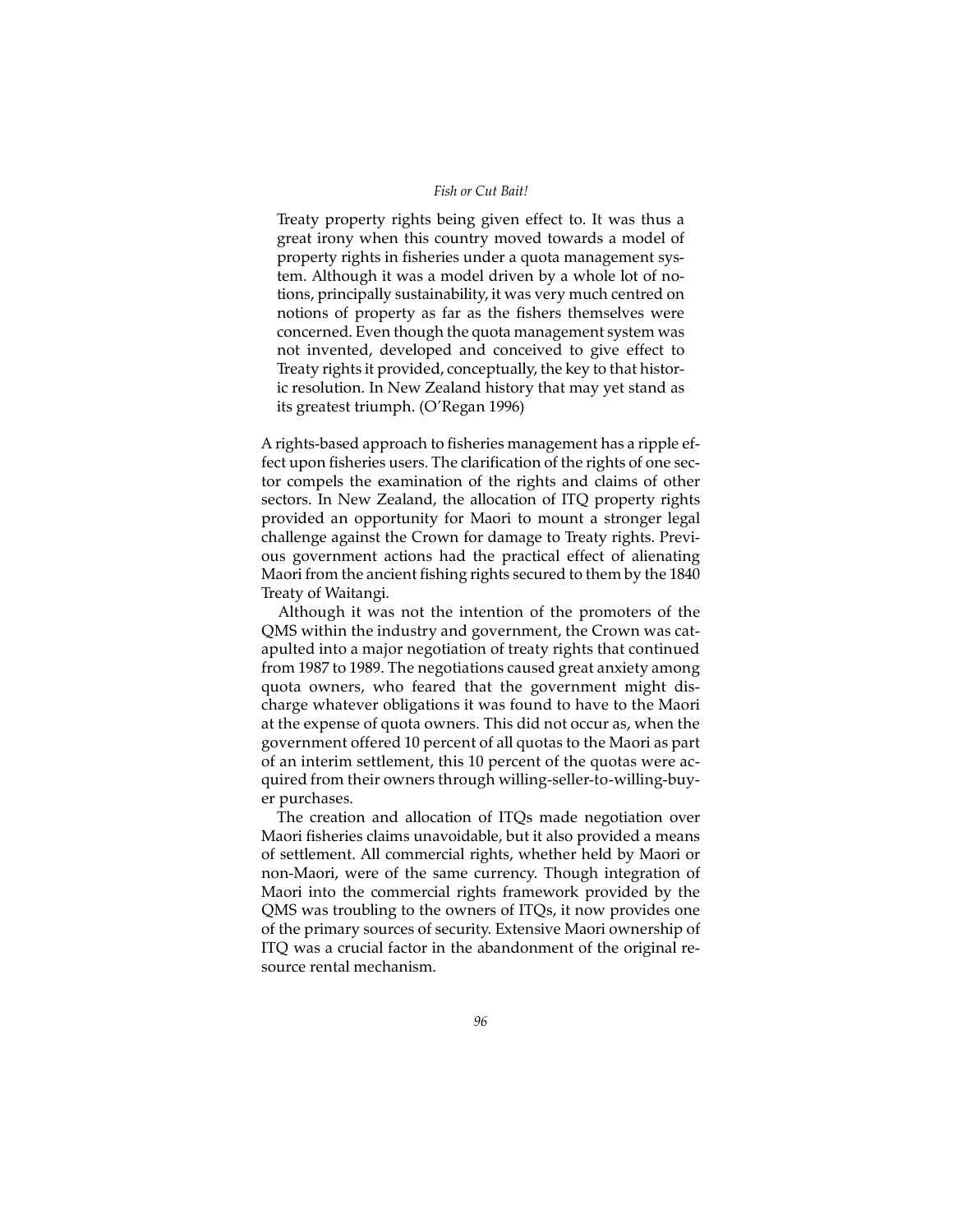> Treaty property rights being given effect to. It was thus a great irony when this country moved towards a model of property rights in fisheries under a quota management system. Although it was a model driven by a whole lot of notions, principally sustainability, it was very much centred on notions of property as far as the fishers themselves were concerned. Even though the quota management system was not invented, developed and conceived to give effect to Treaty rights it provided, conceptually, the key to that historic resolution. In New Zealand history that may yet stand as its greatest triumph. (O'Regan 1996)

A rights-based approach to fisheries management has a ripple effect upon fisheries users. The clarification of the rights of one sector compels the examination of the rights and claims of other sectors. In New Zealand, the allocation of ITQ property rights provided an opportunity for Maori to mount a stronger legal challenge against the Crown for damage to Treaty rights. Previous government actions had the practical effect of alienating Maori from the ancient fishing rights secured to them by the 1840 Treaty of Waitangi.

Although it was not the intention of the promoters of the QMS within the industry and government, the Crown was catapulted into a major negotiation of treaty rights that continued from 1987 to 1989. The negotiations caused great anxiety among quota owners, who feared that the government might discharge whatever obligations it was found to have to the Maori at the expense of quota owners. This did not occur as, when the government offered 10 percent of all quotas to the Maori as part of an interim settlement, this 10 percent of the quotas were acquired from their owners through willing-seller-to-willing-buyer purchases.

The creation and allocation of ITQs made negotiation over Maori fisheries claims unavoidable, but it also provided a means of settlement. All commercial rights, whether held by Maori or non-Maori, were of the same currency. Though integration of Maori into the commercial rights framework provided by the QMS was troubling to the owners of ITQs, it now provides one of the primary sources of security. Extensive Maori ownership of ITQ was a crucial factor in the abandonment of the original resource rental mechanism.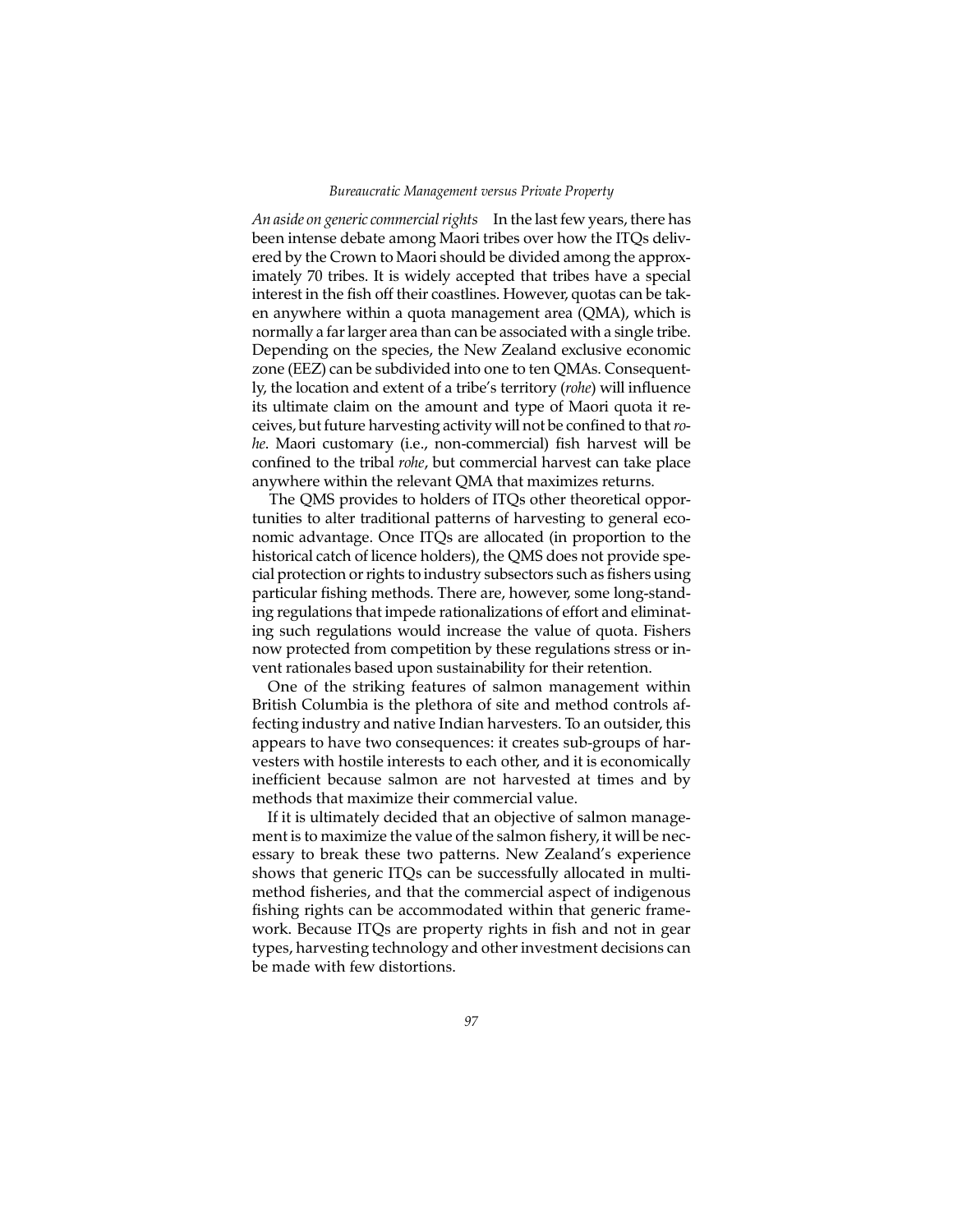*An aside on generic commercial rights* In the last few years, there has been intense debate among Maori tribes over how the ITQs delivered by the Crown to Maori should be divided among the approximately 70 tribes. It is widely accepted that tribes have a special interest in the fish off their coastlines. However, quotas can be taken anywhere within a quota management area (QMA), which is normally a far larger area than can be associated with a single tribe. Depending on the species, the New Zealand exclusive economic zone (EEZ) can be subdivided into one to ten QMAs. Consequently, the location and extent of a tribe's territory (*rohe*) will influence its ultimate claim on the amount and type of Maori quota it receives, but future harvesting activity will not be confined to that *rohe*. Maori customary (i.e., non-commercial) fish harvest will be confined to the tribal *rohe*, but commercial harvest can take place anywhere within the relevant QMA that maximizes returns.

The QMS provides to holders of ITQs other theoretical opportunities to alter traditional patterns of harvesting to general economic advantage. Once ITQs are allocated (in proportion to the historical catch of licence holders), the QMS does not provide special protection or rights to industry subsectors such as fishers using particular fishing methods. There are, however, some long-standing regulations that impede rationalizations of effort and eliminating such regulations would increase the value of quota. Fishers now protected from competition by these regulations stress or invent rationales based upon sustainability for their retention.

One of the striking features of salmon management within British Columbia is the plethora of site and method controls affecting industry and native Indian harvesters. To an outsider, this appears to have two consequences: it creates sub-groups of harvesters with hostile interests to each other, and it is economically inefficient because salmon are not harvested at times and by methods that maximize their commercial value.

If it is ultimately decided that an objective of salmon management is to maximize the value of the salmon fishery, it will be necessary to break these two patterns. New Zealand's experience shows that generic ITQs can be successfully allocated in multi-method fisheries, and that the commercial aspect of indigenous fishing rights can be accommodated within that generic framework. Because ITQs are property rights in fish and not in gear types, harvesting technology and other investment decisions can be made with few distortions.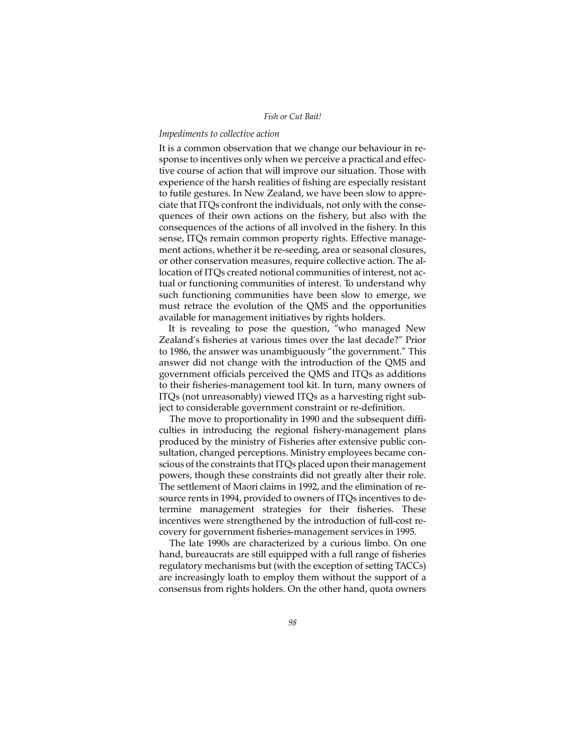### *Impediments to collective action*

It is a common observation that we change our behaviour in response to incentives only when we perceive a practical and effective course of action that will improve our situation. Those with experience of the harsh realities of fishing are especially resistant to futile gestures. In New Zealand, we have been slow to appreciate that ITQs confront the individuals, not only with the consequences of their own actions on the fishery, but also with the consequences of the actions of all involved in the fishery. In this sense, ITQs remain common property rights. Effective management actions, whether it be re-seeding, area or seasonal closures, or other conservation measures, require collective action. The allocation of ITQs created notional communities of interest, not actual or functioning communities of interest. To understand why such functioning communities have been slow to emerge, we must retrace the evolution of the QMS and the opportunities available for management initiatives by rights holders.

It is revealing to pose the question, "who managed New Zealand's fisheries at various times over the last decade?" Prior to 1986, the answer was unambiguously "the government." This answer did not change with the introduction of the QMS and government officials perceived the QMS and ITQs as additions to their fisheries-management tool kit. In turn, many owners of ITQs (not unreasonably) viewed ITQs as a harvesting right subject to considerable government constraint or re-definition.

The move to proportionality in 1990 and the subsequent difficulties in introducing the regional fishery-management plans produced by the ministry of Fisheries after extensive public consultation, changed perceptions. Ministry employees became conscious of the constraints that ITQs placed upon their management powers, though these constraints did not greatly alter their role. The settlement of Maori claims in 1992, and the elimination of resource rents in 1994, provided to owners of ITQs incentives to determine management strategies for their fisheries. These incentives were strengthened by the introduction of full-cost recovery for government fisheries-management services in 1995.

The late 1990s are characterized by a curious limbo. On one hand, bureaucrats are still equipped with a full range of fisheries regulatory mechanisms but (with the exception of setting TACCs) are increasingly loath to employ them without the support of a consensus from rights holders. On the other hand, quota owners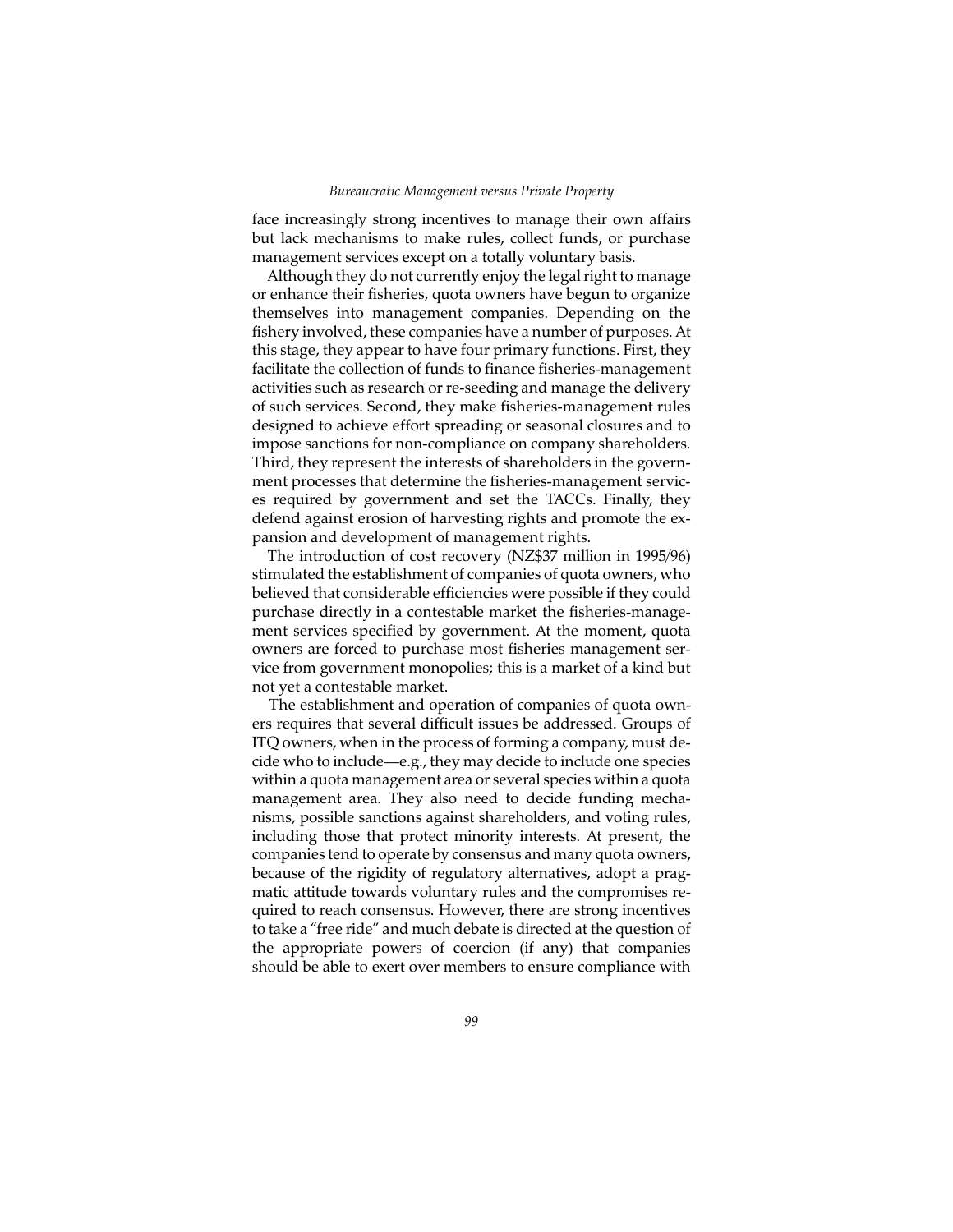face increasingly strong incentives to manage their own affairs but lack mechanisms to make rules, collect funds, or purchase management services except on a totally voluntary basis.

Although they do not currently enjoy the legal right to manage or enhance their fisheries, quota owners have begun to organize themselves into management companies. Depending on the fishery involved, these companies have a number of purposes. At this stage, they appear to have four primary functions. First, they facilitate the collection of funds to finance fisheries-management activities such as research or re-seeding and manage the delivery of such services. Second, they make fisheries-management rules designed to achieve effort spreading or seasonal closures and to impose sanctions for non-compliance on company shareholders. Third, they represent the interests of shareholders in the government processes that determine the fisheries-management services required by government and set the TACCs. Finally, they defend against erosion of harvesting rights and promote the expansion and development of management rights.

The introduction of cost recovery (NZ$37 million in 1995/96) stimulated the establishment of companies of quota owners, who believed that considerable efficiencies were possible if they could purchase directly in a contestable market the fisheries-management services specified by government. At the moment, quota owners are forced to purchase most fisheries management service from government monopolies; this is a market of a kind but not yet a contestable market.

The establishment and operation of companies of quota owners requires that several difficult issues be addressed. Groups of ITQ owners, when in the process of forming a company, must decide who to include—e.g., they may decide to include one species within a quota management area or several species within a quota management area. They also need to decide funding mechanisms, possible sanctions against shareholders, and voting rules, including those that protect minority interests. At present, the companies tend to operate by consensus and many quota owners, because of the rigidity of regulatory alternatives, adopt a pragmatic attitude towards voluntary rules and the compromises required to reach consensus. However, there are strong incentives to take a "free ride" and much debate is directed at the question of the appropriate powers of coercion (if any) that companies should be able to exert over members to ensure compliance with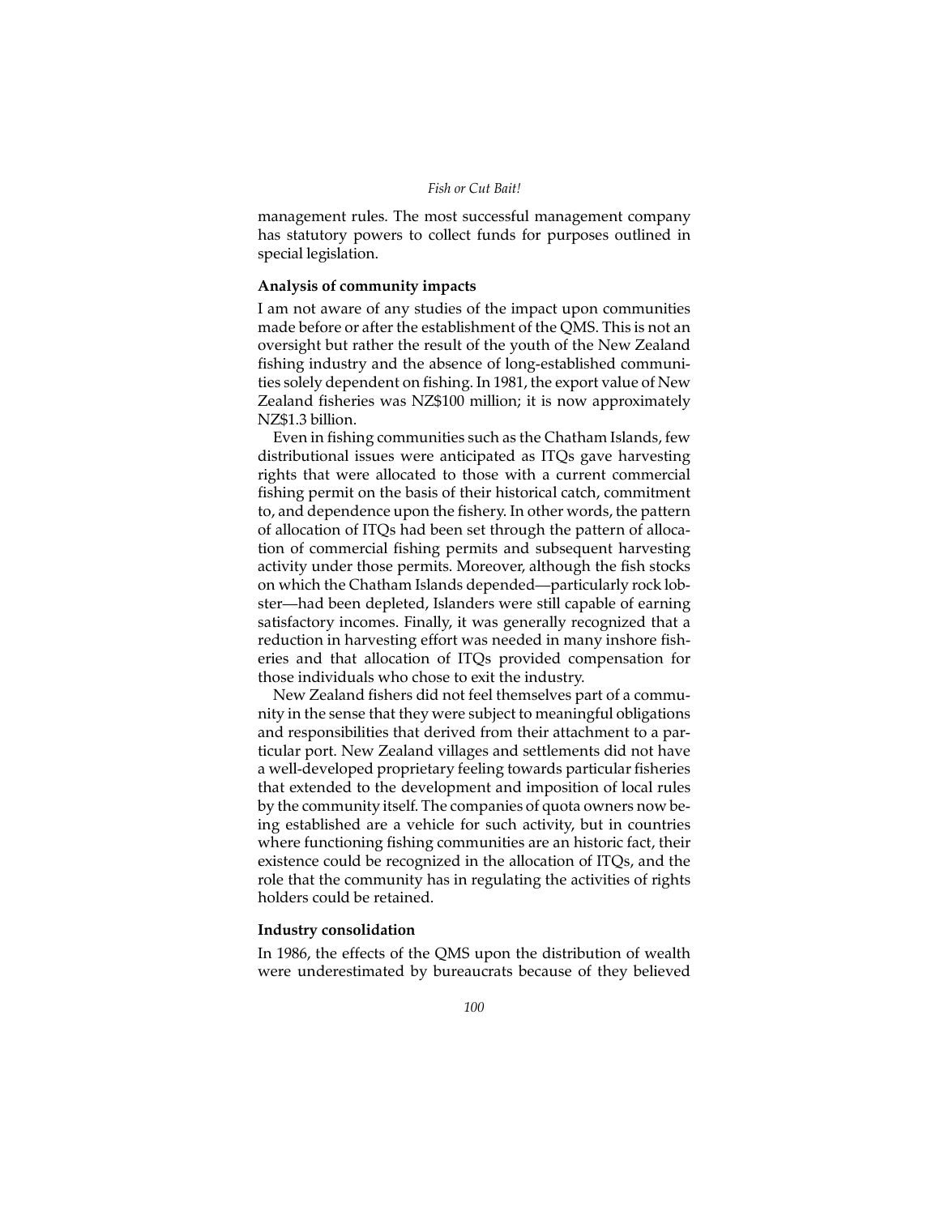management rules. The most successful management company has statutory powers to collect funds for purposes outlined in special legislation.

### Analysis of community impacts

I am not aware of any studies of the impact upon communities made before or after the establishment of the QMS. This is not an oversight but rather the result of the youth of the New Zealand fishing industry and the absence of long-established communities solely dependent on fishing. In 1981, the export value of New Zealand fisheries was NZ$100 million; it is now approximately NZ$1.3 billion.

Even in fishing communities such as the Chatham Islands, few distributional issues were anticipated as ITQs gave harvesting rights that were allocated to those with a current commercial fishing permit on the basis of their historical catch, commitment to, and dependence upon the fishery. In other words, the pattern of allocation of ITQs had been set through the pattern of allocation of commercial fishing permits and subsequent harvesting activity under those permits. Moreover, although the fish stocks on which the Chatham Islands depended—particularly rock lobster—had been depleted, Islanders were still capable of earning satisfactory incomes. Finally, it was generally recognized that a reduction in harvesting effort was needed in many inshore fisheries and that allocation of ITQs provided compensation for those individuals who chose to exit the industry.

New Zealand fishers did not feel themselves part of a community in the sense that they were subject to meaningful obligations and responsibilities that derived from their attachment to a particular port. New Zealand villages and settlements did not have a well-developed proprietary feeling towards particular fisheries that extended to the development and imposition of local rules by the community itself. The companies of quota owners now being established are a vehicle for such activity, but in countries where functioning fishing communities are an historic fact, their existence could be recognized in the allocation of ITQs, and the role that the community has in regulating the activities of rights holders could be retained.

### Industry consolidation

In 1986, the effects of the QMS upon the distribution of wealth were underestimated by bureaucrats because of they believed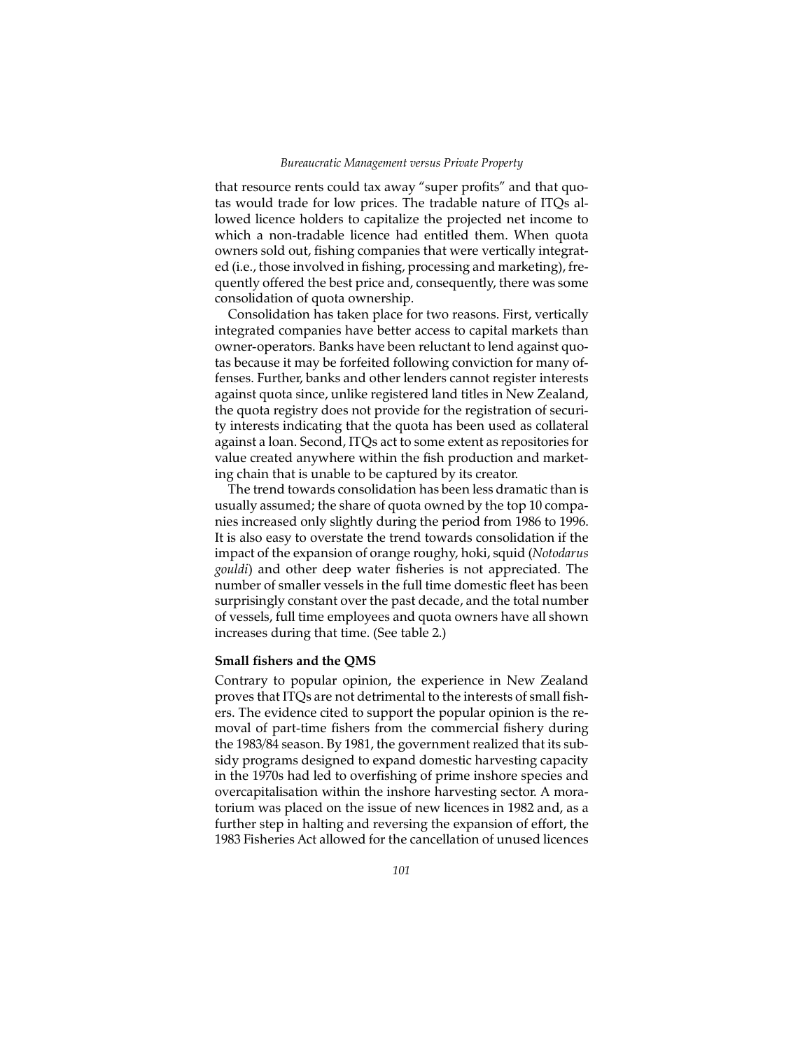that resource rents could tax away "super profits" and that quotas would trade for low prices. The tradable nature of ITQs allowed licence holders to capitalize the projected net income to which a non-tradable licence had entitled them. When quota owners sold out, fishing companies that were vertically integrated (i.e., those involved in fishing, processing and marketing), frequently offered the best price and, consequently, there was some consolidation of quota ownership.

Consolidation has taken place for two reasons. First, vertically integrated companies have better access to capital markets than owner-operators. Banks have been reluctant to lend against quotas because it may be forfeited following conviction for many offenses. Further, banks and other lenders cannot register interests against quota since, unlike registered land titles in New Zealand, the quota registry does not provide for the registration of security interests indicating that the quota has been used as collateral against a loan. Second, ITQs act to some extent as repositories for value created anywhere within the fish production and marketing chain that is unable to be captured by its creator.

The trend towards consolidation has been less dramatic than is usually assumed; the share of quota owned by the top 10 companies increased only slightly during the period from 1986 to 1996. It is also easy to overstate the trend towards consolidation if the impact of the expansion of orange roughy, hoki, squid (*Notodarus gouldi*) and other deep water fisheries is not appreciated. The number of smaller vessels in the full time domestic fleet has been surprisingly constant over the past decade, and the total number of vessels, full time employees and quota owners have all shown increases during that time. (See table 2.)

### Small fishers and the QMS

Contrary to popular opinion, the experience in New Zealand proves that ITQs are not detrimental to the interests of small fishers. The evidence cited to support the popular opinion is the removal of part-time fishers from the commercial fishery during the 1983/84 season. By 1981, the government realized that its subsidy programs designed to expand domestic harvesting capacity in the 1970s had led to overfishing of prime inshore species and overcapitalisation within the inshore harvesting sector. A moratorium was placed on the issue of new licences in 1982 and, as a further step in halting and reversing the expansion of effort, the 1983 Fisheries Act allowed for the cancellation of unused licences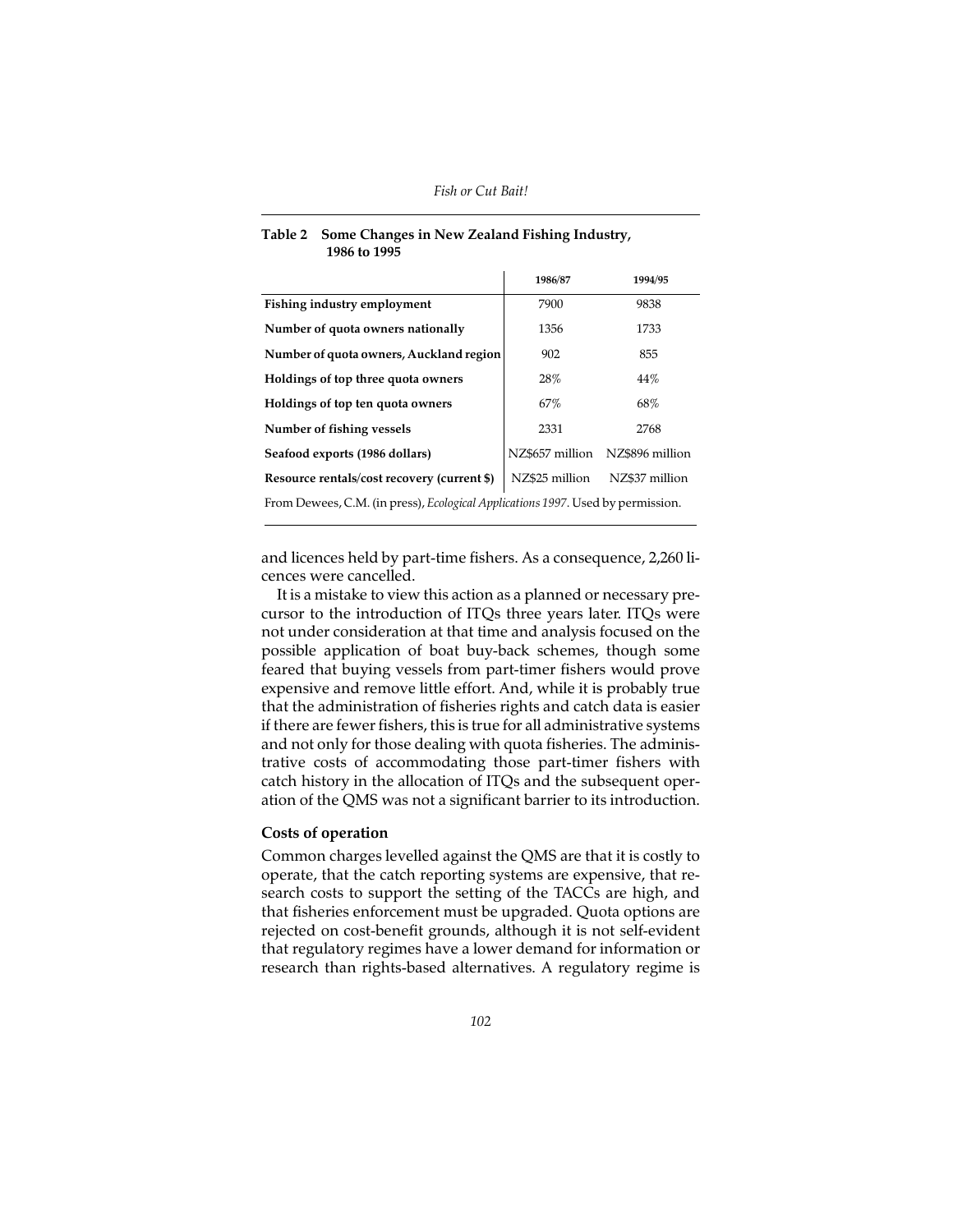**Table 2 Some Changes in New Zealand Fishing Industry, 1986 to 1995**

| | 1986/87 | 1994/95 |
|---|---|---|
| **Fishing industry employment** | 7900 | 9838 |
| **Number of quota owners nationally** | 1356 | 1733 |
| **Number of quota owners, Auckland region** | 902 | 855 |
| **Holdings of top three quota owners** | 28% | 44% |
| **Holdings of top ten quota owners** | 67% | 68% |
| **Number of fishing vessels** | 2331 | 2768 |
| **Seafood exports (1986 dollars)** | NZ$657 million | NZ$896 million |
| **Resource rentals/cost recovery (current $)** | NZ$25 million | NZ$37 million |

From Dewees, C.M. (in press), *Ecological Applications 1997*. Used by permission.

and licences held by part-time fishers. As a consequence, 2,260 licences were cancelled.

It is a mistake to view this action as a planned or necessary precursor to the introduction of ITQs three years later. ITQs were not under consideration at that time and analysis focused on the possible application of boat buy-back schemes, though some feared that buying vessels from part-timer fishers would prove expensive and remove little effort. And, while it is probably true that the administration of fisheries rights and catch data is easier if there are fewer fishers, this is true for all administrative systems and not only for those dealing with quota fisheries. The administrative costs of accommodating those part-timer fishers with catch history in the allocation of ITQs and the subsequent operation of the QMS was not a significant barrier to its introduction.

### Costs of operation

Common charges levelled against the QMS are that it is costly to operate, that the catch reporting systems are expensive, that research costs to support the setting of the TACCs are high, and that fisheries enforcement must be upgraded. Quota options are rejected on cost-benefit grounds, although it is not self-evident that regulatory regimes have a lower demand for information or research than rights-based alternatives. A regulatory regime is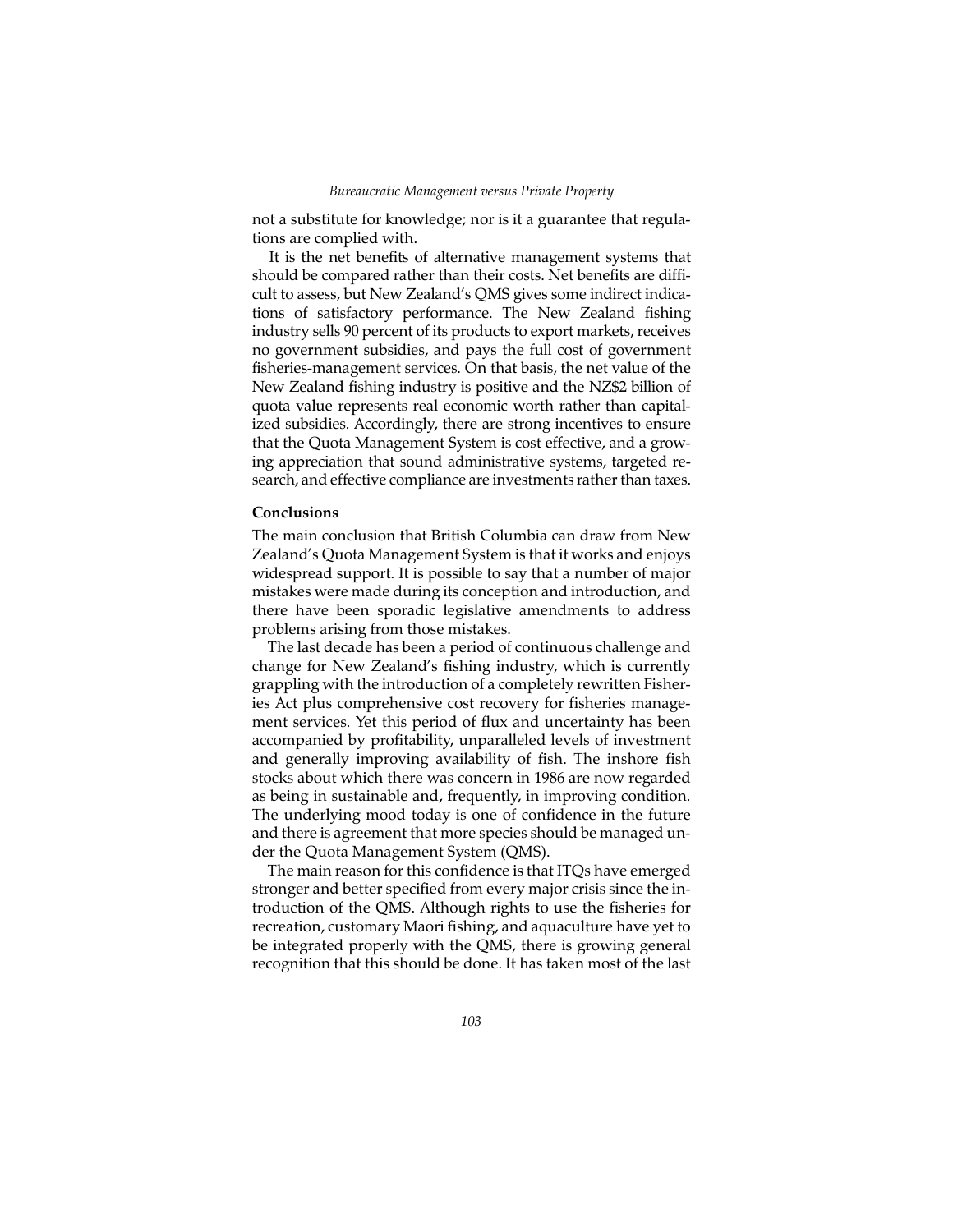not a substitute for knowledge; nor is it a guarantee that regulations are complied with.

It is the net benefits of alternative management systems that should be compared rather than their costs. Net benefits are difficult to assess, but New Zealand's QMS gives some indirect indications of satisfactory performance. The New Zealand fishing industry sells 90 percent of its products to export markets, receives no government subsidies, and pays the full cost of government fisheries-management services. On that basis, the net value of the New Zealand fishing industry is positive and the NZ$2 billion of quota value represents real economic worth rather than capitalized subsidies. Accordingly, there are strong incentives to ensure that the Quota Management System is cost effective, and a growing appreciation that sound administrative systems, targeted research, and effective compliance are investments rather than taxes.

**Conclusions**

The main conclusion that British Columbia can draw from New Zealand's Quota Management System is that it works and enjoys widespread support. It is possible to say that a number of major mistakes were made during its conception and introduction, and there have been sporadic legislative amendments to address problems arising from those mistakes.

The last decade has been a period of continuous challenge and change for New Zealand's fishing industry, which is currently grappling with the introduction of a completely rewritten Fisheries Act plus comprehensive cost recovery for fisheries management services. Yet this period of flux and uncertainty has been accompanied by profitability, unparalleled levels of investment and generally improving availability of fish. The inshore fish stocks about which there was concern in 1986 are now regarded as being in sustainable and, frequently, in improving condition. The underlying mood today is one of confidence in the future and there is agreement that more species should be managed under the Quota Management System (QMS).

The main reason for this confidence is that ITQs have emerged stronger and better specified from every major crisis since the introduction of the QMS. Although rights to use the fisheries for recreation, customary Maori fishing, and aquaculture have yet to be integrated properly with the QMS, there is growing general recognition that this should be done. It has taken most of the last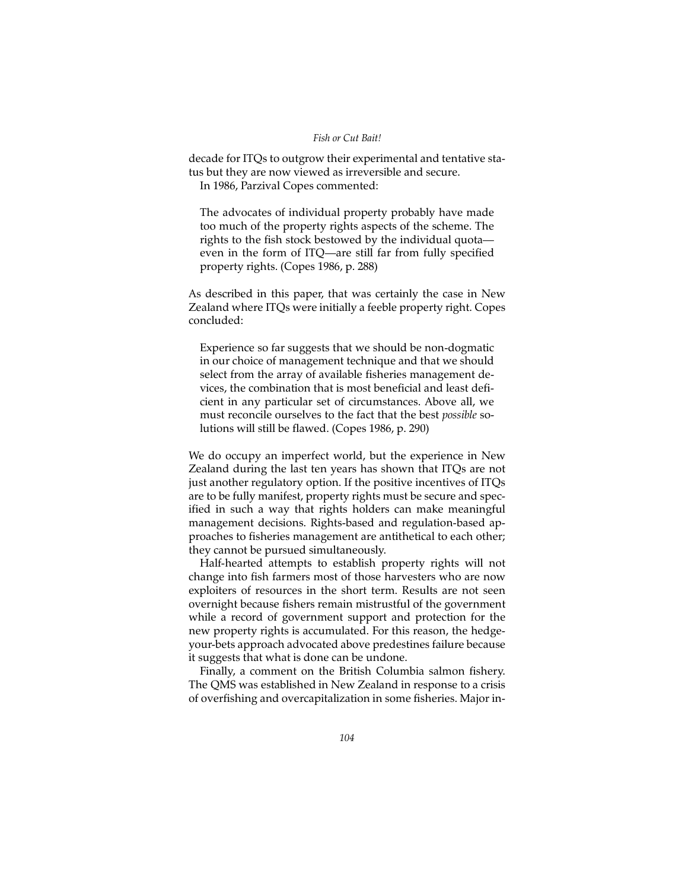decade for ITQs to outgrow their experimental and tentative status but they are now viewed as irreversible and secure.

In 1986, Parzival Copes commented:

> The advocates of individual property probably have made too much of the property rights aspects of the scheme. The rights to the fish stock bestowed by the individual quota—even in the form of ITQ—are still far from fully specified property rights. (Copes 1986, p. 288)

As described in this paper, that was certainly the case in New Zealand where ITQs were initially a feeble property right. Copes concluded:

> Experience so far suggests that we should be non-dogmatic in our choice of management technique and that we should select from the array of available fisheries management devices, the combination that is most beneficial and least deficient in any particular set of circumstances. Above all, we must reconcile ourselves to the fact that the best *possible* solutions will still be flawed. (Copes 1986, p. 290)

We do occupy an imperfect world, but the experience in New Zealand during the last ten years has shown that ITQs are not just another regulatory option. If the positive incentives of ITQs are to be fully manifest, property rights must be secure and specified in such a way that rights holders can make meaningful management decisions. Rights-based and regulation-based approaches to fisheries management are antithetical to each other; they cannot be pursued simultaneously.

Half-hearted attempts to establish property rights will not change into fish farmers most of those harvesters who are now exploiters of resources in the short term. Results are not seen overnight because fishers remain mistrustful of the government while a record of government support and protection for the new property rights is accumulated. For this reason, the hedge-your-bets approach advocated above predestines failure because it suggests that what is done can be undone.

Finally, a comment on the British Columbia salmon fishery. The QMS was established in New Zealand in response to a crisis of overfishing and overcapitalization in some fisheries. Major in-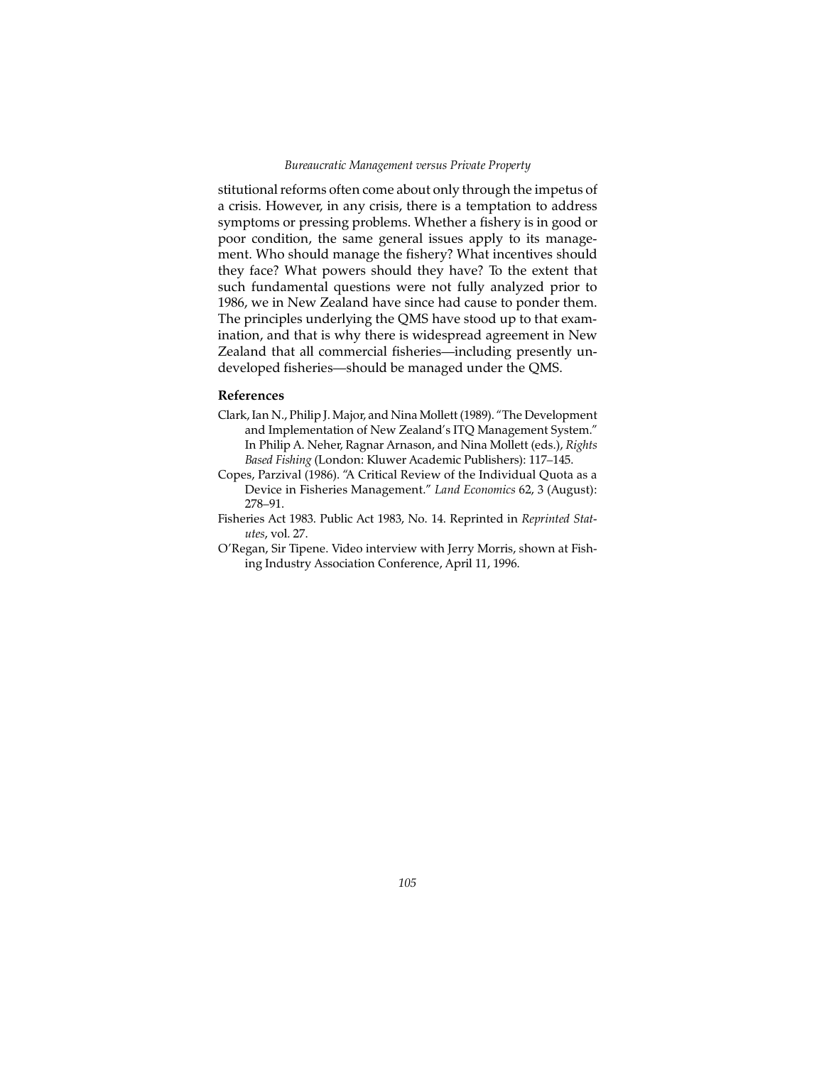stitutional reforms often come about only through the impetus of a crisis. However, in any crisis, there is a temptation to address symptoms or pressing problems. Whether a fishery is in good or poor condition, the same general issues apply to its management. Who should manage the fishery? What incentives should they face? What powers should they have? To the extent that such fundamental questions were not fully analyzed prior to 1986, we in New Zealand have since had cause to ponder them. The principles underlying the QMS have stood up to that examination, and that is why there is widespread agreement in New Zealand that all commercial fisheries—including presently undeveloped fisheries—should be managed under the QMS.

### References

Clark, Ian N., Philip J. Major, and Nina Mollett (1989). "The Development and Implementation of New Zealand's ITQ Management System." In Philip A. Neher, Ragnar Arnason, and Nina Mollett (eds.), *Rights Based Fishing* (London: Kluwer Academic Publishers): 117–145.

Copes, Parzival (1986). "A Critical Review of the Individual Quota as a Device in Fisheries Management." *Land Economics* 62, 3 (August): 278–91.

Fisheries Act 1983. Public Act 1983, No. 14. Reprinted in *Reprinted Statutes*, vol. 27.

O'Regan, Sir Tipene. Video interview with Jerry Morris, shown at Fishing Industry Association Conference, April 11, 1996.